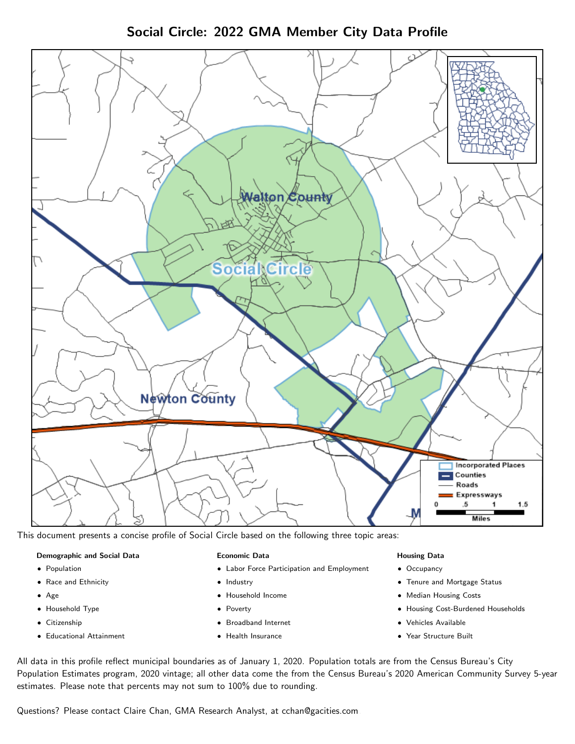# Social Circle: 2022 GMA Member City Data Profile

This document presents a concise profile of Social Circle based on the following three topic areas:

**Demographic and Social Data**

- Population
- Race and Ethnicity
- Age
- Household Type
- Citizenship
- Educational Attainment

**Economic Data**

- Labor Force Participation and Employment
- Industry
- Household Income
- Poverty
- Broadband Internet
- Health Insurance

**Housing Data**

- Occupancy
- Tenure and Mortgage Status
- Median Housing Costs
- Housing Cost-Burdened Households
- Vehicles Available
- Year Structure Built

All data in this profile reflect municipal boundaries as of January 1, 2020. Population totals are from the Census Bureau's City Population Estimates program, 2020 vintage; all other data come the from the Census Bureau's 2020 American Community Survey 5-year estimates. Please note that percents may not sum to 100% due to rounding.

Questions? Please contact Claire Chan, GMA Research Analyst, at cchan@gacities.com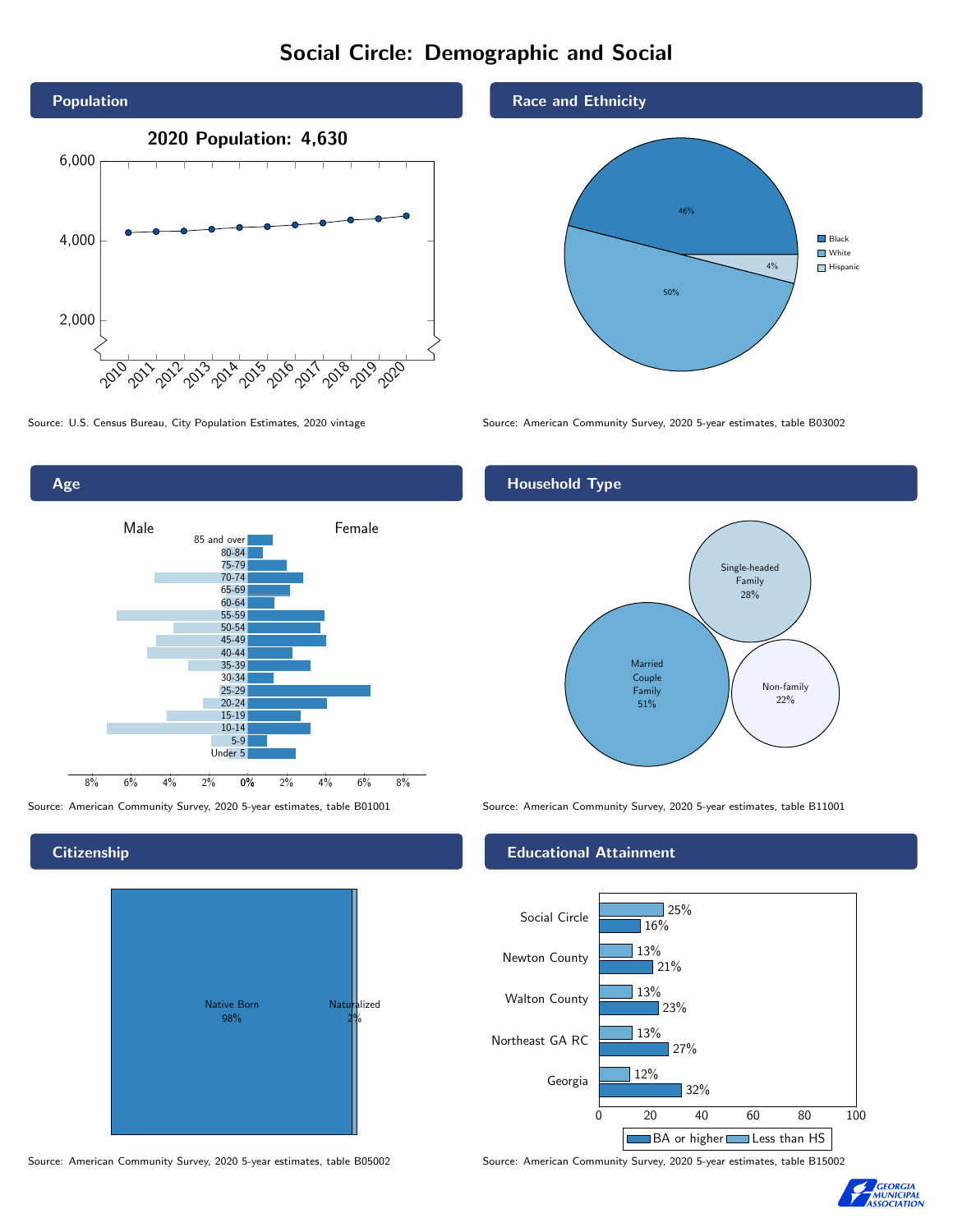# Social Circle: Demographic and Social

## Population

**2020 Population: 4,630**

Source: U.S. Census Bureau, City Population Estimates, 2020 vintage

## Race and Ethnicity

| Group | Share |
|---|---|
| Black | 46% |
| White | 50% |
| Hispanic | 4% |

Source: American Community Survey, 2020 5-year estimates, table B03002

## Age

Source: American Community Survey, 2020 5-year estimates, table B01001

## Household Type

| Type | Share |
|---|---|
| Married Couple Family | 51% |
| Single-headed Family | 28% |
| Non-family | 22% |

Source: American Community Survey, 2020 5-year estimates, table B11001

## Citizenship

| Status | Share |
|---|---|
| Native Born | 98% |
| Naturalized | 2% |

Source: American Community Survey, 2020 5-year estimates, table B05002

## Educational Attainment

| Area | Less than HS | BA or higher |
|---|---|---|
| Social Circle | 25% | 16% |
| Newton County | 13% | 21% |
| Walton County | 13% | 23% |
| Northeast GA RC | 13% | 27% |
| Georgia | 12% | 32% |

Source: American Community Survey, 2020 5-year estimates, table B15002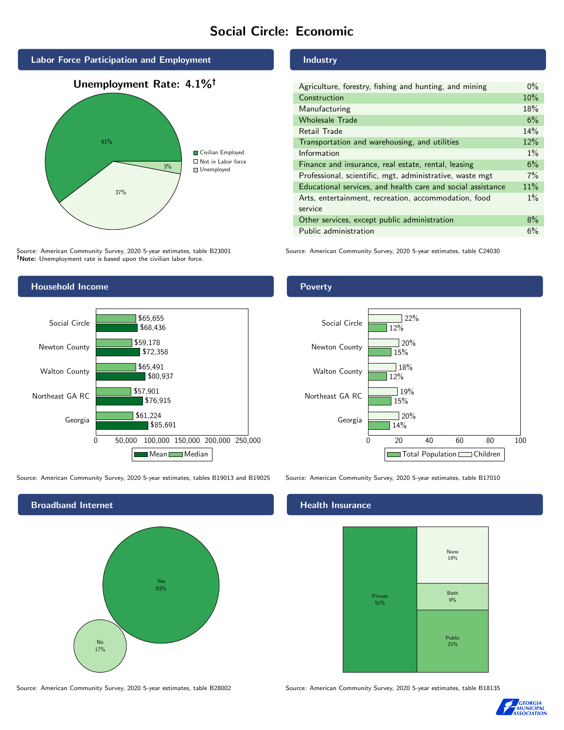# Social Circle: Economic

## Labor Force Participation and Employment

**Unemployment Rate: 4.1%†**

| Category | Percent |
|---|---|
| Civilian Employed | 61% |
| Not in Labor force | 37% |
| Unemployed | 3% |

Source: American Community Survey, 2020 5-year estimates, table B23001
**†Note:** Unemployment rate is based upon the civilian labor force.

## Industry

| Industry | Percent |
|---|---|
| Agriculture, forestry, fishing and hunting, and mining | 0% |
| Construction | 10% |
| Manufacturing | 18% |
| Wholesale Trade | 6% |
| Retail Trade | 14% |
| Transportation and warehousing, and utilities | 12% |
| Information | 1% |
| Finance and insurance, real estate, rental, leasing | 6% |
| Professional, scientific, mgt, administrative, waste mgt | 7% |
| Educational services, and health care and social assistance | 11% |
| Arts, entertainment, recreation, accommodation, food service | 1% |
| Other services, except public administration | 8% |
| Public administration | 6% |

Source: American Community Survey, 2020 5-year estimates, table C24030

## Household Income

| Area | Median | Mean |
|---|---|---|
| Social Circle | $65,655 | $68,436 |
| Newton County | $59,178 | $72,358 |
| Walton County | $65,491 | $80,937 |
| Northeast GA RC | $57,901 | $76,915 |
| Georgia | $61,224 | $85,691 |

Source: American Community Survey, 2020 5-year estimates, tables B19013 and B19025

## Poverty

| Area | Children | Total Population |
|---|---|---|
| Social Circle | 22% | 12% |
| Newton County | 20% | 15% |
| Walton County | 18% | 12% |
| Northeast GA RC | 19% | 15% |
| Georgia | 20% | 14% |

Source: American Community Survey, 2020 5-year estimates, table B17010

## Broadband Internet

| Response | Percent |
|---|---|
| Yes | 83% |
| No | 17% |

Source: American Community Survey, 2020 5-year estimates, table B28002

## Health Insurance

| Type | Percent |
|---|---|
| Private | 51% |
| None | 19% |
| Both | 9% |
| Public | 21% |

Source: American Community Survey, 2020 5-year estimates, table B18135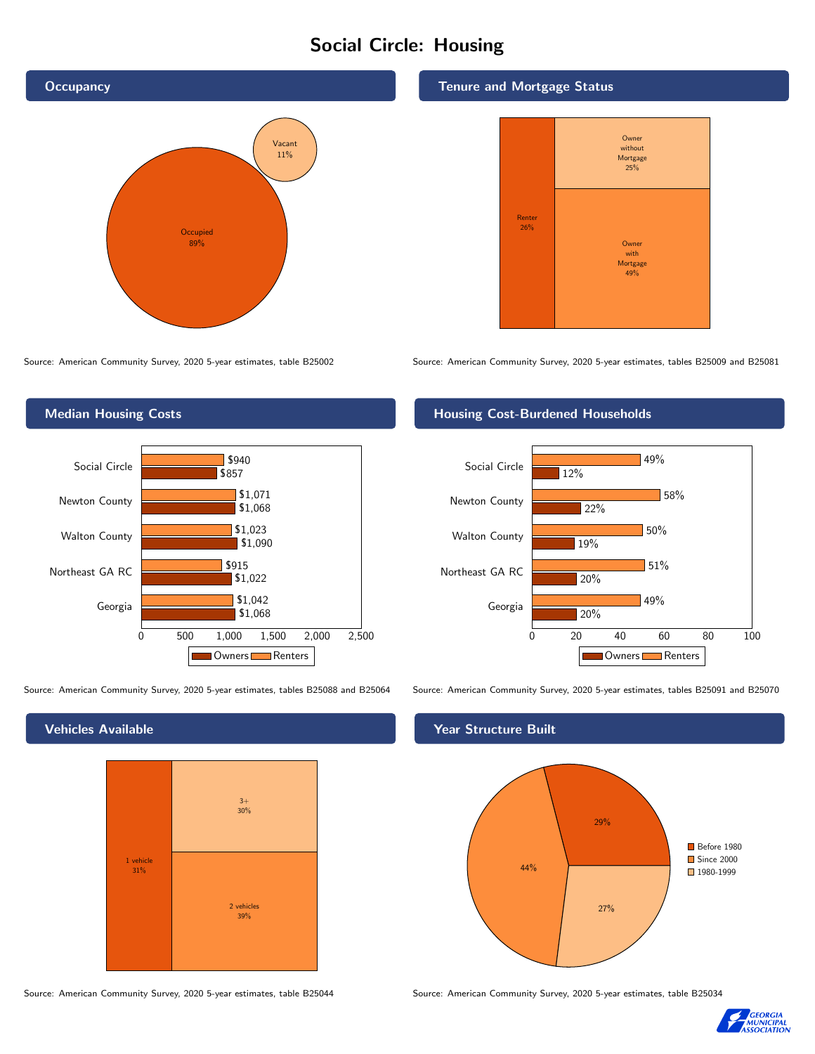# Social Circle: Housing

## Occupancy

Vacant
11%

Occupied
89%

Source: American Community Survey, 2020 5-year estimates, table B25002

## Tenure and Mortgage Status

Renter
26%

Owner
without
Mortgage
25%

Owner
with
Mortgage
49%

Source: American Community Survey, 2020 5-year estimates, tables B25009 and B25081

## Median Housing Costs

Social Circle
$940
$857

Newton County
$1,071
$1,068

Walton County
$1,023
$1,090

Northeast GA RC
$915
$1,022

Georgia
$1,042
$1,068

0 500 1,000 1,500 2,000 2,500

Owners Renters

Source: American Community Survey, 2020 5-year estimates, tables B25088 and B25064

## Housing Cost-Burdened Households

Social Circle
49%
12%

Newton County
58%
22%

Walton County
50%
19%

Northeast GA RC
51%
20%

Georgia
49%
20%

0 20 40 60 80 100

Owners Renters

Source: American Community Survey, 2020 5-year estimates, tables B25091 and B25070

## Vehicles Available

1 vehicle
31%

3+
30%

2 vehicles
39%

Source: American Community Survey, 2020 5-year estimates, table B25044

## Year Structure Built

29%
44%
27%

Before 1980
Since 2000
1980-1999

Source: American Community Survey, 2020 5-year estimates, table B25034